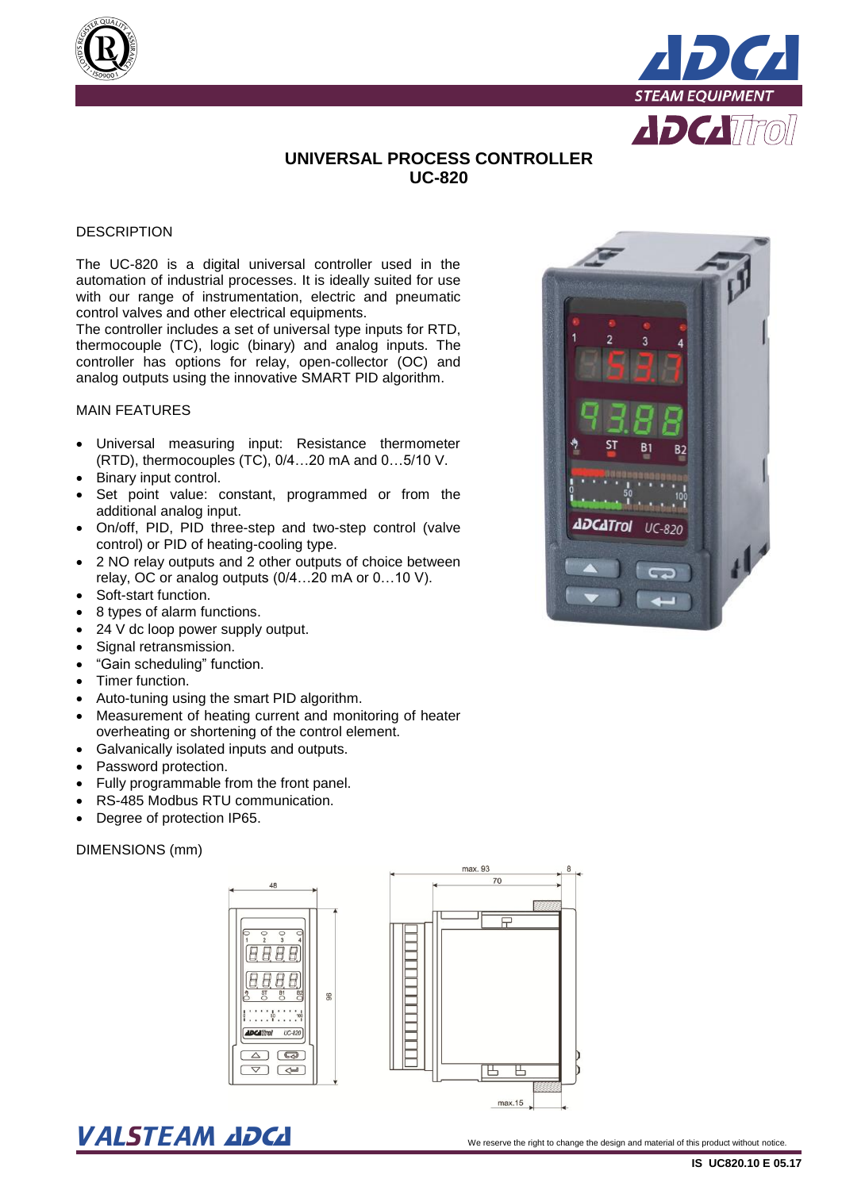# UNIVERSAL PROCESS CONTROLLER
# UC-820

## DESCRIPTION

The UC-820 is a digital universal controller used in the automation of industrial processes. It is ideally suited for use with our range of instrumentation, electric and pneumatic control valves and other electrical equipments.
The controller includes a set of universal type inputs for RTD, thermocouple (TC), logic (binary) and analog inputs. The controller has options for relay, open-collector (OC) and analog outputs using the innovative SMART PID algorithm.

## MAIN FEATURES

- Universal measuring input: Resistance thermometer (RTD), thermocouples (TC), 0/4…20 mA and 0…5/10 V.
- Binary input control.
- Set point value: constant, programmed or from the additional analog input.
- On/off, PID, PID three-step and two-step control (valve control) or PID of heating-cooling type.
- 2 NO relay outputs and 2 other outputs of choice between relay, OC or analog outputs (0/4…20 mA or 0…10 V).
- Soft-start function.
- 8 types of alarm functions.
- 24 V dc loop power supply output.
- Signal retransmission.
- "Gain scheduling" function.
- Timer function.
- Auto-tuning using the smart PID algorithm.
- Measurement of heating current and monitoring of heater overheating or shortening of the control element.
- Galvanically isolated inputs and outputs.
- Password protection.
- Fully programmable from the front panel.
- RS-485 Modbus RTU communication.
- Degree of protection IP65.

## DIMENSIONS (mm)

48 | 96 | max. 93 | 70 | 8 | max.15

We reserve the right to change the design and material of this product without notice.

IS UC820.10 E 05.17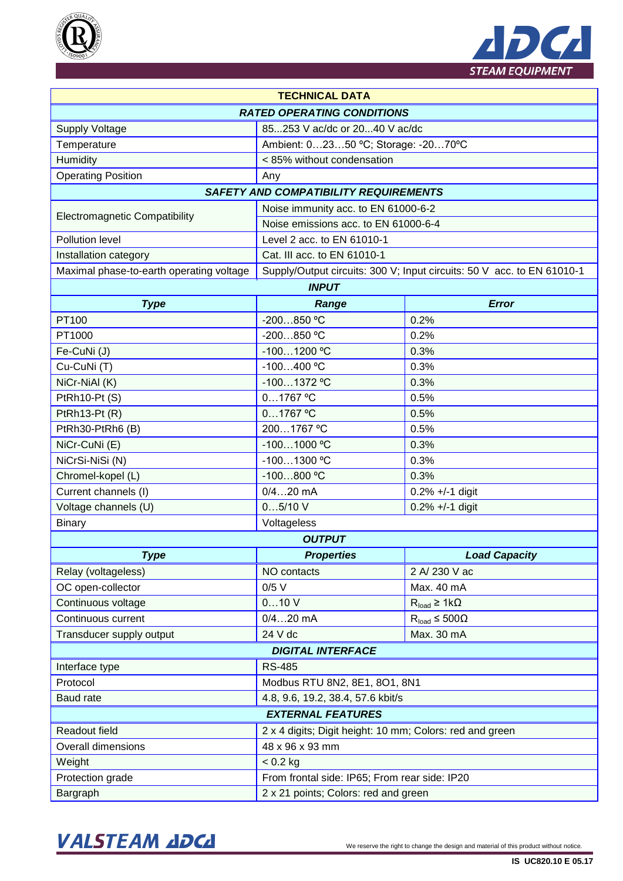| TECHNICAL DATA | | |
|---|---|---|
| ***RATED OPERATING CONDITIONS*** | | |
| Supply Voltage | 85...253 V ac/dc or 20...40 V ac/dc | |
| Temperature | Ambient: 0…23…50 ºC; Storage: -20…70ºC | |
| Humidity | < 85% without condensation | |
| Operating Position | Any | |
| ***SAFETY AND COMPATIBILITY REQUIREMENTS*** | | |
| Electromagnetic Compatibility | Noise immunity acc. to EN 61000-6-2 | |
| | Noise emissions acc. to EN 61000-6-4 | |
| Pollution level | Level 2 acc. to EN 61010-1 | |
| Installation category | Cat. III acc. to EN 61010-1 | |
| Maximal phase-to-earth operating voltage | Supply/Output circuits: 300 V; Input circuits: 50 V acc. to EN 61010-1 | |
| ***INPUT*** | | |
| ***Type*** | ***Range*** | ***Error*** |
| PT100 | -200…850 ºC | 0.2% |
| PT1000 | -200…850 ºC | 0.2% |
| Fe-CuNi (J) | -100…1200 ºC | 0.3% |
| Cu-CuNi (T) | -100…400 ºC | 0.3% |
| NiCr-NiAl (K) | -100…1372 ºC | 0.3% |
| PtRh10-Pt (S) | 0…1767 ºC | 0.5% |
| PtRh13-Pt (R) | 0…1767 ºC | 0.5% |
| PtRh30-PtRh6 (B) | 200…1767 ºC | 0.5% |
| NiCr-CuNi (E) | -100…1000 ºC | 0.3% |
| NiCrSi-NiSi (N) | -100…1300 ºC | 0.3% |
| Chromel-kopel (L) | -100…800 ºC | 0.3% |
| Current channels (I) | 0/4…20 mA | 0.2% +/-1 digit |
| Voltage channels (U) | 0…5/10 V | 0.2% +/-1 digit |
| Binary | Voltageless | |
| ***OUTPUT*** | | |
| ***Type*** | ***Properties*** | ***Load Capacity*** |
| Relay (voltageless) | NO contacts | 2 A/ 230 V ac |
| OC open-collector | 0/5 V | Max. 40 mA |
| Continuous voltage | 0…10 V | $R_{load} \geq 1k\Omega$ |
| Continuous current | 0/4…20 mA | $R_{load} \leq 500\Omega$ |
| Transducer supply output | 24 V dc | Max. 30 mA |
| ***DIGITAL INTERFACE*** | | |
| Interface type | RS-485 | |
| Protocol | Modbus RTU 8N2, 8E1, 8O1, 8N1 | |
| Baud rate | 4.8, 9.6, 19.2, 38.4, 57.6 kbit/s | |
| ***EXTERNAL FEATURES*** | | |
| Readout field | 2 x 4 digits; Digit height: 10 mm; Colors: red and green | |
| Overall dimensions | 48 x 96 x 93 mm | |
| Weight | < 0.2 kg | |
| Protection grade | From frontal side: IP65; From rear side: IP20 | |
| Bargraph | 2 x 21 points; Colors: red and green | |

We reserve the right to change the design and material of this product without notice.

IS UC820.10 E 05.17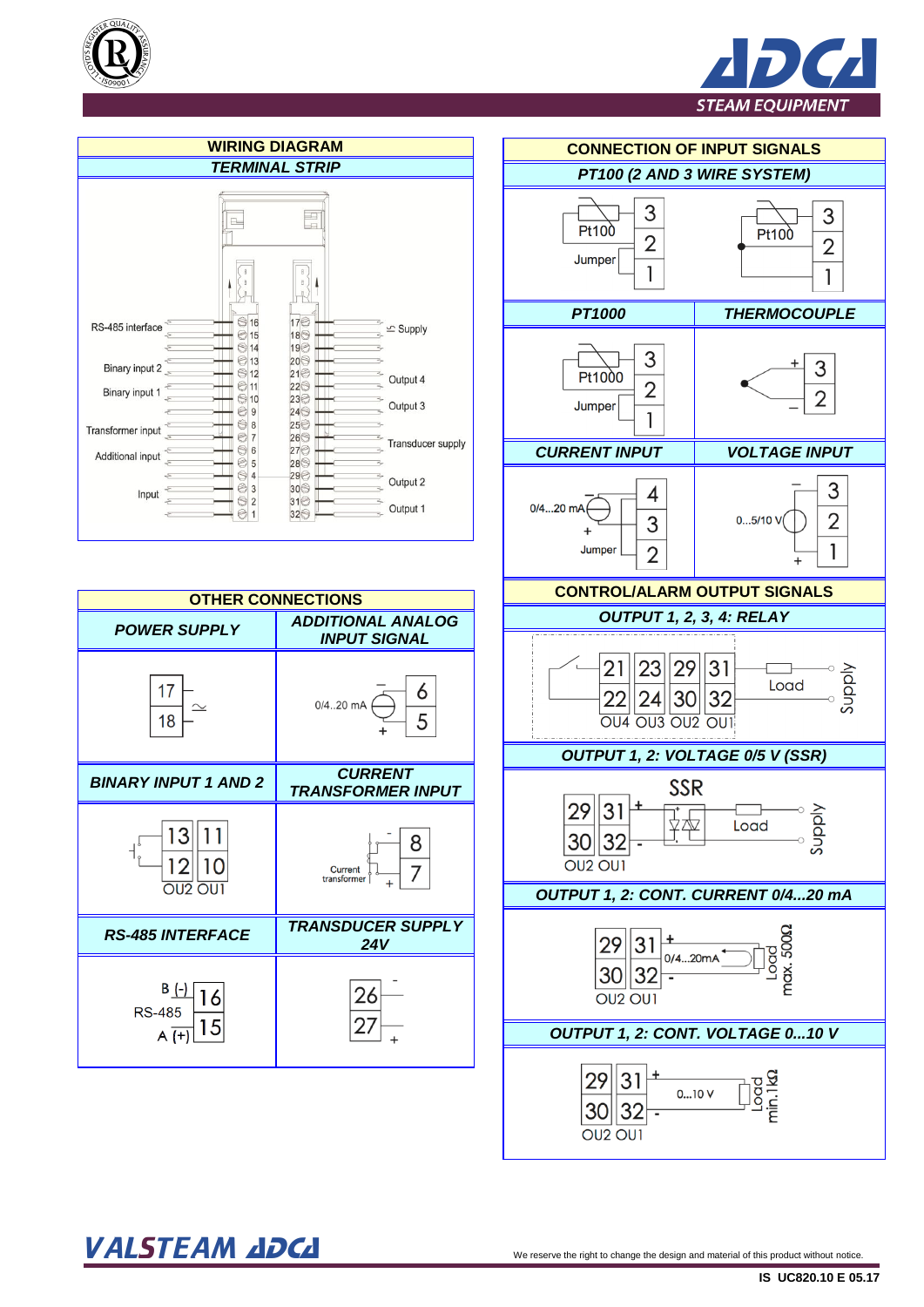## WIRING DIAGRAM

### TERMINAL STRIP

RS-485 interface — 16, 15, 14
Binary input 2 — 13, 12
Binary input 1 — 11, 10
Transformer input — 9, 8, 7
Additional input — 6, 5
Input — 4, 3, 2, 1

Supply — 17, 18
Output 4 — 21, 22
Output 3 — 23, 24
Transducer supply — 26, 27
Output 2 — 29, 30
Output 1 — 31, 32

## OTHER CONNECTIONS

| POWER SUPPLY | ADDITIONAL ANALOG INPUT SIGNAL |
|---|---|
| 17, 18 ~ | 0/4..20 mA: 6 (−), 5 (+) |

| BINARY INPUT 1 AND 2 | CURRENT TRANSFORMER INPUT |
|---|---|
| 13, 12 (OU2); 11, 10 (OU1) | Current transformer: 8 (−), 7 (+) |

| RS-485 INTERFACE | TRANSDUCER SUPPLY 24V |
|---|---|
| RS-485: B (-) 16, A (+) 15 | 26 (−), 27 (+) |

## CONNECTION OF INPUT SIGNALS

### PT100 (2 AND 3 WIRE SYSTEM)

Pt100: 3, 2, 1 (Jumper) — Pt100: 3, 2, 1

| PT1000 | THERMOCOUPLE |
|---|---|
| Pt1000: 3, 2, 1 (Jumper) | + 3, − 2 |

| CURRENT INPUT | VOLTAGE INPUT |
|---|---|
| 0/4...20 mA: − 4, + 3, 2 (Jumper) | 0...5/10 V: − 3, 2, + 1 |

## CONTROL/ALARM OUTPUT SIGNALS

### OUTPUT 1, 2, 3, 4: RELAY

21, 22 (OU4); 23, 24 (OU3); 29, 30 (OU2); 31, 32 (OU1) — Load — Supply

### OUTPUT 1, 2: VOLTAGE 0/5 V (SSR)

SSR: 29, 30 (OU2); 31 (+), 32 (-) (OU1) — Load — Supply

### OUTPUT 1, 2: CONT. CURRENT 0/4...20 mA

29, 30 (OU2); 31 (+), 32 (-) (OU1) — 0/4...20mA — Load max. 500Ω

### OUTPUT 1, 2: CONT. VOLTAGE 0...10 V

29, 30 (OU2); 31 (+), 32 (-) (OU1) — 0...10 V — Load min. 1kΩ

We reserve the right to change the design and material of this product without notice.

IS UC820.10 E 05.17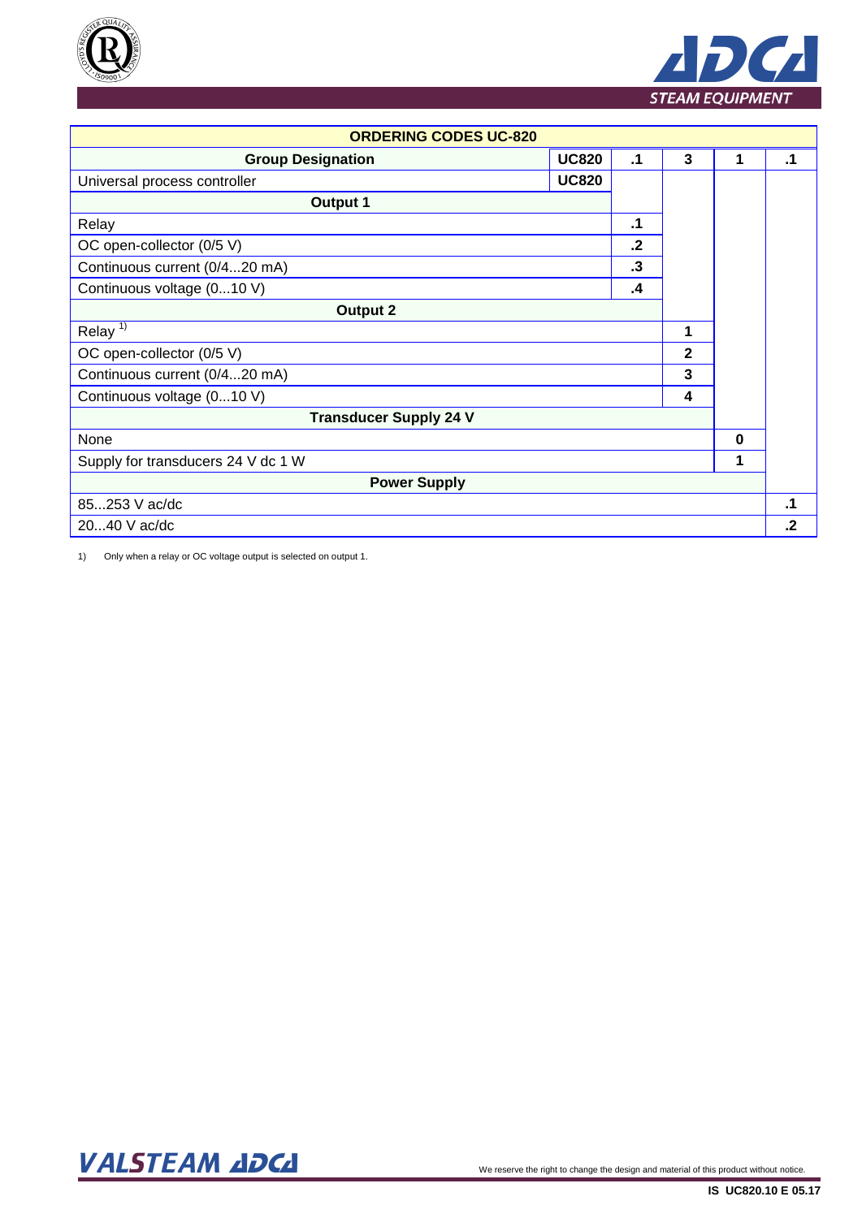| ORDERING CODES UC-820 | | | | | |
|---|---|---|---|---|---|
| **Group Designation** | **UC820** | **.1** | **3** | **1** | **.1** |
| Universal process controller | **UC820** | | | | |
| **Output 1** | | | | | |
| Relay | | **.1** | | | |
| OC open-collector (0/5 V) | | **.2** | | | |
| Continuous current (0/4...20 mA) | | **.3** | | | |
| Continuous voltage (0...10 V) | | **.4** | | | |
| **Output 2** | | | | | |
| Relay [1] | | | **1** | | |
| OC open-collector (0/5 V) | | | **2** | | |
| Continuous current (0/4...20 mA) | | | **3** | | |
| Continuous voltage (0...10 V) | | | **4** | | |
| **Transducer Supply 24 V** | | | | | |
| None | | | | **0** | |
| Supply for transducers 24 V dc 1 W | | | | **1** | |
| **Power Supply** | | | | | |
| 85...253 V ac/dc | | | | | **.1** |
| 20...40 V ac/dc | | | | | **.2** |

1) Only when a relay or OC voltage output is selected on output 1.

We reserve the right to change the design and material of this product without notice.

IS UC820.10 E 05.17